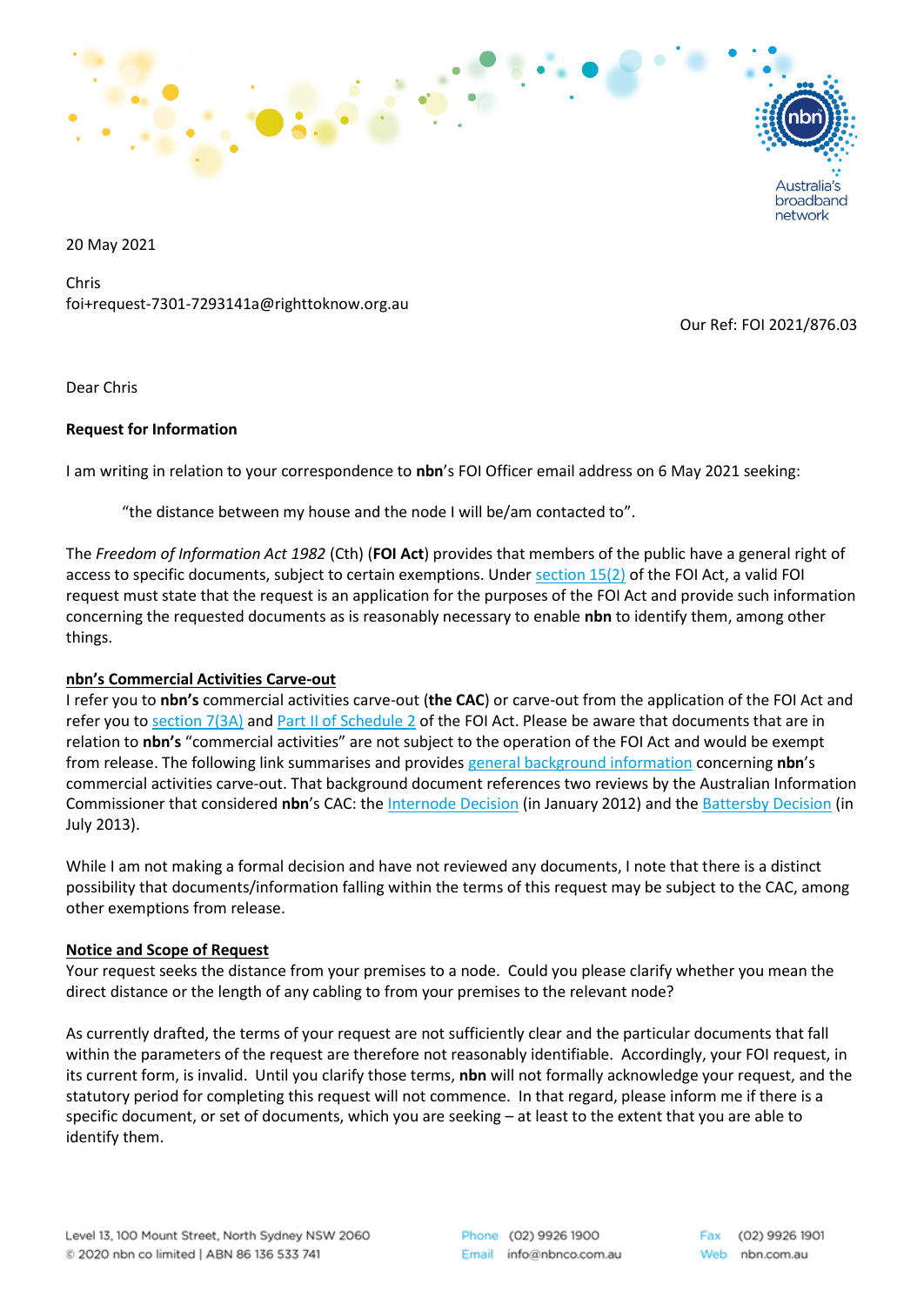Australia's broadband network

20 May 2021

Chris
foi+request-7301-7293141a@righttoknow.org.au

Our Ref: FOI 2021/876.03

Dear Chris

**Request for Information**

I am writing in relation to your correspondence to **nbn**'s FOI Officer email address on 6 May 2021 seeking:

> "the distance between my house and the node I will be/am contacted to".

The *Freedom of Information Act 1982* (Cth) (**FOI Act**) provides that members of the public have a general right of access to specific documents, subject to certain exemptions. Under section 15(2) of the FOI Act, a valid FOI request must state that the request is an application for the purposes of the FOI Act and provide such information concerning the requested documents as is reasonably necessary to enable **nbn** to identify them, among other things.

**nbn's Commercial Activities Carve-out**

I refer you to **nbn's** commercial activities carve-out (**the CAC**) or carve-out from the application of the FOI Act and refer you to section 7(3A) and Part II of Schedule 2 of the FOI Act. Please be aware that documents that are in relation to **nbn's** "commercial activities" are not subject to the operation of the FOI Act and would be exempt from release. The following link summarises and provides general background information concerning **nbn**'s commercial activities carve-out. That background document references two reviews by the Australian Information Commissioner that considered **nbn**'s CAC: the Internode Decision (in January 2012) and the Battersby Decision (in July 2013).

While I am not making a formal decision and have not reviewed any documents, I note that there is a distinct possibility that documents/information falling within the terms of this request may be subject to the CAC, among other exemptions from release.

**Notice and Scope of Request**

Your request seeks the distance from your premises to a node. Could you please clarify whether you mean the direct distance or the length of any cabling to from your premises to the relevant node?

As currently drafted, the terms of your request are not sufficiently clear and the particular documents that fall within the parameters of the request are therefore not reasonably identifiable. Accordingly, your FOI request, in its current form, is invalid. Until you clarify those terms, **nbn** will not formally acknowledge your request, and the statutory period for completing this request will not commence. In that regard, please inform me if there is a specific document, or set of documents, which you are seeking – at least to the extent that you are able to identify them.

Level 13, 100 Mount Street, North Sydney NSW 2060
© 2020 nbn co limited | ABN 86 136 533 741

Phone (02) 9926 1900
Email info@nbnco.com.au

Fax (02) 9926 1901
Web nbn.com.au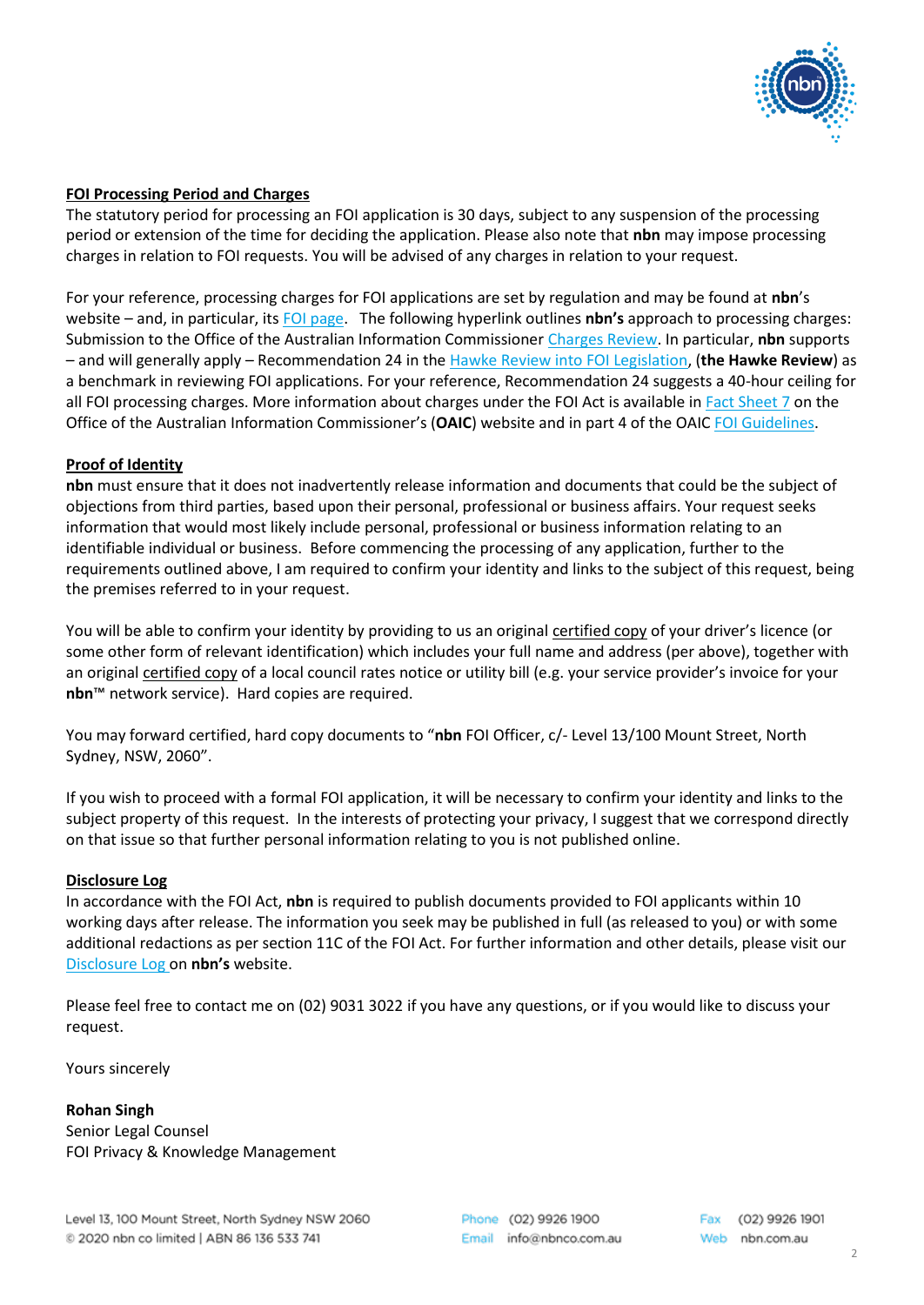**FOI Processing Period and Charges**

The statutory period for processing an FOI application is 30 days, subject to any suspension of the processing period or extension of the time for deciding the application. Please also note that **nbn** may impose processing charges in relation to FOI requests. You will be advised of any charges in relation to your request.

For your reference, processing charges for FOI applications are set by regulation and may be found at **nbn**'s website – and, in particular, its FOI page. The following hyperlink outlines **nbn's** approach to processing charges: Submission to the Office of the Australian Information Commissioner Charges Review. In particular, **nbn** supports – and will generally apply – Recommendation 24 in the Hawke Review into FOI Legislation, (**the Hawke Review**) as a benchmark in reviewing FOI applications. For your reference, Recommendation 24 suggests a 40-hour ceiling for all FOI processing charges. More information about charges under the FOI Act is available in Fact Sheet 7 on the Office of the Australian Information Commissioner's (**OAIC**) website and in part 4 of the OAIC FOI Guidelines.

**Proof of Identity**

**nbn** must ensure that it does not inadvertently release information and documents that could be the subject of objections from third parties, based upon their personal, professional or business affairs. Your request seeks information that would most likely include personal, professional or business information relating to an identifiable individual or business. Before commencing the processing of any application, further to the requirements outlined above, I am required to confirm your identity and links to the subject of this request, being the premises referred to in your request.

You will be able to confirm your identity by providing to us an original certified copy of your driver's licence (or some other form of relevant identification) which includes your full name and address (per above), together with an original certified copy of a local council rates notice or utility bill (e.g. your service provider's invoice for your **nbn**™ network service). Hard copies are required.

You may forward certified, hard copy documents to "**nbn** FOI Officer, c/- Level 13/100 Mount Street, North Sydney, NSW, 2060".

If you wish to proceed with a formal FOI application, it will be necessary to confirm your identity and links to the subject property of this request. In the interests of protecting your privacy, I suggest that we correspond directly on that issue so that further personal information relating to you is not published online.

**Disclosure Log**

In accordance with the FOI Act, **nbn** is required to publish documents provided to FOI applicants within 10 working days after release. The information you seek may be published in full (as released to you) or with some additional redactions as per section 11C of the FOI Act. For further information and other details, please visit our Disclosure Log on **nbn's** website.

Please feel free to contact me on (02) 9031 3022 if you have any questions, or if you would like to discuss your request.

Yours sincerely

**Rohan Singh**
Senior Legal Counsel
FOI Privacy & Knowledge Management